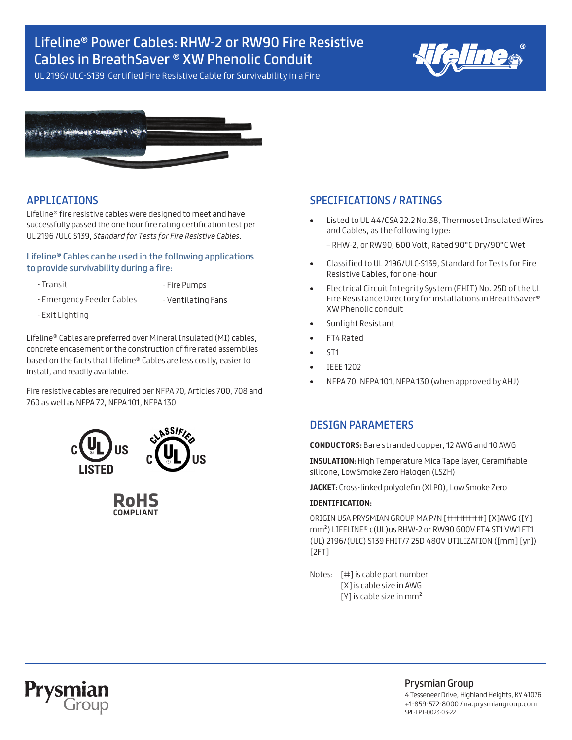# Lifeline® Power Cables: RHW-2 or RW90 Fire Resistive Cables in BreathSaver ® XW Phenolic Conduit

UL 2196/ULC-S139 Certified Fire Resistive Cable for Survivability in a Fire

## APPLICATIONS

Lifeline® fire resistive cables were designed to meet and have successfully passed the one hour fire rating certification test per UL 2196 /ULC S139, *Standard for Tests for Fire Resistive Cables*.

### Lifeline® Cables can be used in the following applications to provide survivability during a fire:

- Transit
- Emergency Feeder Cables
- Exit Lighting
- Fire Pumps
- Ventilating Fans

Lifeline® Cables are preferred over Mineral Insulated (MI) cables, concrete encasement or the construction of fire rated assemblies based on the facts that Lifeline® Cables are less costly, easier to install, and readily available.

Fire resistive cables are required per NFPA 70, Articles 700, 708 and 760 as well as NFPA 72, NFPA 101, NFPA 130

c UL us LISTED

CLASSIFIED c UL us

RoHS COMPLIANT

## SPECIFICATIONS / RATINGS

- Listed to UL 44/CSA 22.2 No.38, Thermoset Insulated Wires and Cables, as the following type:

  – RHW-2, or RW90, 600 Volt, Rated 90°C Dry/90°C Wet
- Classified to UL 2196/ULC-S139, Standard for Tests for Fire Resistive Cables, for one-hour
- Electrical Circuit Integrity System (FHIT) No. 25D of the UL Fire Resistance Directory for installations in BreathSaver® XW Phenolic conduit
- Sunlight Resistant
- FT4 Rated
- ST1
- IEEE 1202
- NFPA 70, NFPA 101, NFPA 130 (when approved by AHJ)

## DESIGN PARAMETERS

**CONDUCTORS:** Bare stranded copper, 12 AWG and 10 AWG

**INSULATION:** High Temperature Mica Tape layer, Ceramifiable silicone, Low Smoke Zero Halogen (LSZH)

**JACKET:** Cross-linked polyolefin (XLPO), Low Smoke Zero

**IDENTIFICATION:**

ORIGIN USA PRYSMIAN GROUP MA P/N [######] [X]AWG ([Y] mm²) LIFELINE® c(UL)us RHW-2 or RW90 600V FT4 ST1 VW1 FT1 (UL) 2196/(ULC) S139 FHIT/7 25D 480V UTILIZATION ([mm] [yr]) [2FT]

Notes:
[#] is cable part number
[X] is cable size in AWG
[Y] is cable size in mm²

Prysmian Group
4 Tesseneer Drive, Highland Heights, KY 41076
+1-859-572-8000 / na.prysmiangroup.com
SPL-FPT-0023-03-22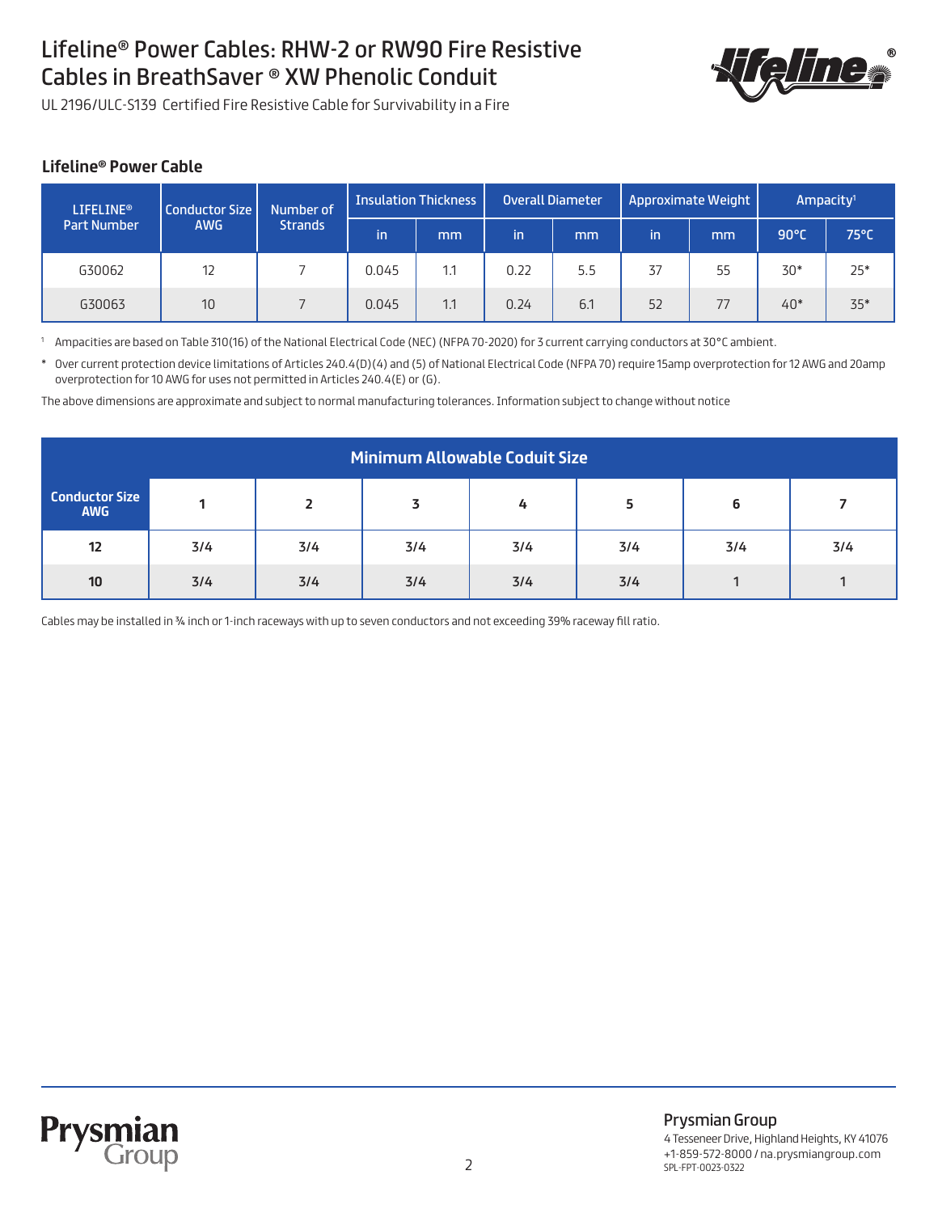# Lifeline® Power Cables: RHW-2 or RW90 Fire Resistive Cables in BreathSaver ® XW Phenolic Conduit

UL 2196/ULC-S139 Certified Fire Resistive Cable for Survivability in a Fire

## Lifeline® Power Cable

| LIFELINE® Part Number | Conductor Size AWG | Number of Strands | Insulation Thickness | | Overall Diameter | | Approximate Weight | | Ampacity[1] | |
|---|---|---|---|---|---|---|---|---|---|---|
| | | | in | mm | in | mm | in | mm | 90°C | 75°C |
| G30062 | 12 | 7 | 0.045 | 1.1 | 0.22 | 5.5 | 37 | 55 | 30* | 25* |
| G30063 | 10 | 7 | 0.045 | 1.1 | 0.24 | 6.1 | 52 | 77 | 40* | 35* |

[1] Ampacities are based on Table 310(16) of the National Electrical Code (NEC) (NFPA 70-2020) for 3 current carrying conductors at 30°C ambient.

* Over current protection device limitations of Articles 240.4(D)(4) and (5) of National Electrical Code (NFPA 70) require 15amp overprotection for 12 AWG and 20amp overprotection for 10 AWG for uses not permitted in Articles 240.4(E) or (G).

The above dimensions are approximate and subject to normal manufacturing tolerances. Information subject to change without notice

| Minimum Allowable Coduit Size | | | | | | | |
|---|---|---|---|---|---|---|---|
| **Conductor Size AWG** | **1** | **2** | **3** | **4** | **5** | **6** | **7** |
| **12** | 3/4 | 3/4 | 3/4 | 3/4 | 3/4 | 3/4 | 3/4 |
| **10** | 3/4 | 3/4 | 3/4 | 3/4 | 3/4 | 1 | 1 |

Cables may be installed in ¾ inch or 1-inch raceways with up to seven conductors and not exceeding 39% raceway fill ratio.

Prysmian Group

4 Tesseneer Drive, Highland Heights, KY 41076
+1-859-572-8000 / na.prysmiangroup.com
SPL-FPT-0023-0322